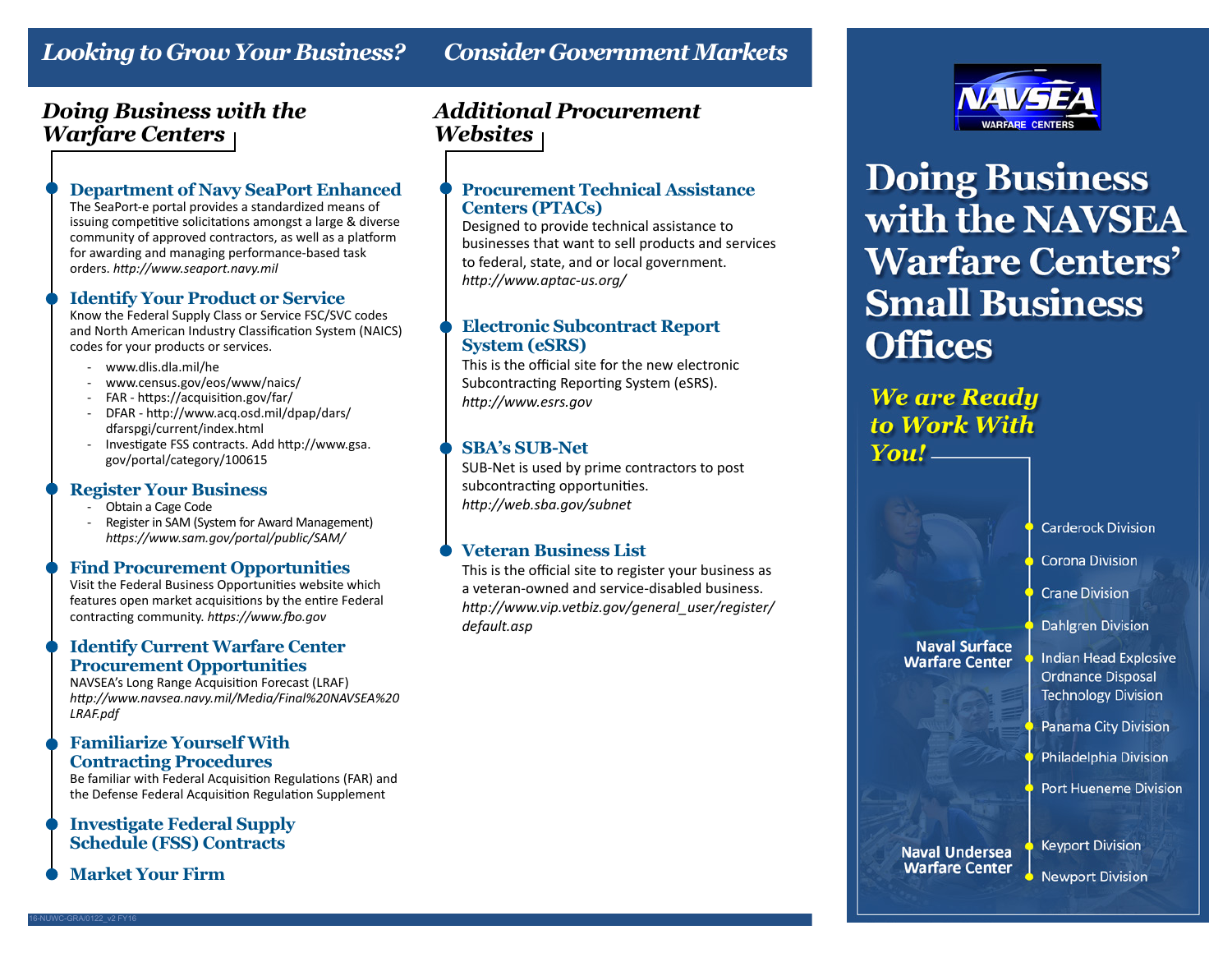# Looking to Grow Your Business? Consider Government Markets

## Doing Business with the Warfare Centers

### Department of Navy SeaPort Enhanced

The SeaPort-e portal provides a standardized means of issuing competitive solicitations amongst a large & diverse community of approved contractors, as well as a platform for awarding and managing performance-based task orders. *http://www.seaport.navy.mil*

### Identify Your Product or Service

Know the Federal Supply Class or Service FSC/SVC codes and North American Industry Classification System (NAICS) codes for your products or services.

- www.dlis.dla.mil/he
- www.census.gov/eos/www/naics/
- FAR - https://acquisition.gov/far/
- DFAR - http://www.acq.osd.mil/dpap/dars/dfarspgi/current/index.html
- Investigate FSS contracts. Add http://www.gsa.gov/portal/category/100615

### Register Your Business

- Obtain a Cage Code
- Register in SAM (System for Award Management) *https://www.sam.gov/portal/public/SAM/*

### Find Procurement Opportunities

Visit the Federal Business Opportunities website which features open market acquisitions by the entire Federal contracting community. *https://www.fbo.gov*

### Identify Current Warfare Center Procurement Opportunities

NAVSEA's Long Range Acquisition Forecast (LRAF) *http://www.navsea.navy.mil/Media/Final%20NAVSEA%20LRAF.pdf*

### Familiarize Yourself With Contracting Procedures

Be familiar with Federal Acquisition Regulations (FAR) and the Defense Federal Acquisition Regulation Supplement

### Investigate Federal Supply Schedule (FSS) Contracts

### Market Your Firm

## Additional Procurement Websites

### Procurement Technical Assistance Centers (PTACs)

Designed to provide technical assistance to businesses that want to sell products and services to federal, state, and or local government. *http://www.aptac-us.org/*

### Electronic Subcontract Report System (eSRS)

This is the official site for the new electronic Subcontracting Reporting System (eSRS). *http://www.esrs.gov*

### SBA's SUB-Net

SUB-Net is used by prime contractors to post subcontracting opportunities. *http://web.sba.gov/subnet*

### Veteran Business List

This is the official site to register your business as a veteran-owned and service-disabled business. *http://www.vip.vetbiz.gov/general_user/register/default.asp*

16-NUWC-GRA/0122_v2 FY16

NAVSEA WARFARE CENTERS

# Doing Business with the NAVSEA Warfare Centers' Small Business Offices

*We are Ready to Work With You!*

**Naval Surface Warfare Center**

- Carderock Division
- Corona Division
- Crane Division
- Dahlgren Division
- Indian Head Explosive Ordnance Disposal Technology Division
- Panama City Division
- Philadelphia Division
- Port Hueneme Division

**Naval Undersea Warfare Center**

- Keyport Division
- Newport Division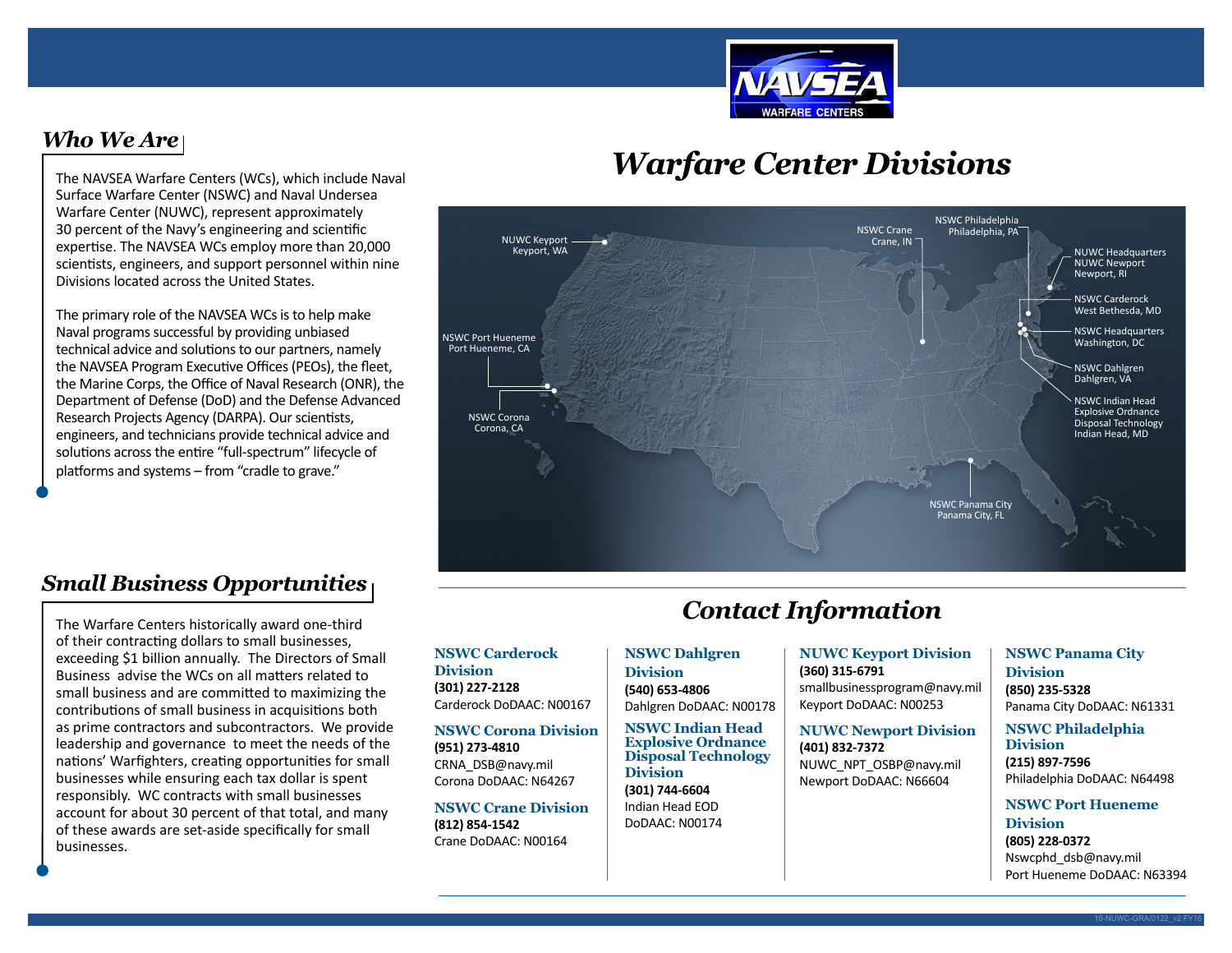## *Who We Are*

The NAVSEA Warfare Centers (WCs), which include Naval Surface Warfare Center (NSWC) and Naval Undersea Warfare Center (NUWC), represent approximately 30 percent of the Navy's engineering and scientific expertise. The NAVSEA WCs employ more than 20,000 scientists, engineers, and support personnel within nine Divisions located across the United States.

The primary role of the NAVSEA WCs is to help make Naval programs successful by providing unbiased technical advice and solutions to our partners, namely the NAVSEA Program Executive Offices (PEOs), the fleet, the Marine Corps, the Office of Naval Research (ONR), the Department of Defense (DoD) and the Defense Advanced Research Projects Agency (DARPA). Our scientists, engineers, and technicians provide technical advice and solutions across the entire "full-spectrum" lifecycle of platforms and systems – from "cradle to grave."

## *Small Business Opportunities*

The Warfare Centers historically award one-third of their contracting dollars to small businesses, exceeding $1 billion annually. The Directors of Small Business advise the WCs on all matters related to small business and are committed to maximizing the contributions of small business in acquisitions both as prime contractors and subcontractors. We provide leadership and governance to meet the needs of the nations' Warfighters, creating opportunities for small businesses while ensuring each tax dollar is spent responsibly. WC contracts with small businesses account for about 30 percent of that total, and many of these awards are set-aside specifically for small businesses.

# *Warfare Center Divisions*

NUWC Keyport
Keyport, WA

NSWC Port Hueneme
Port Hueneme, CA

NSWC Corona
Corona, CA

NSWC Crane
Crane, IN

NSWC Philadelphia
Philadelphia, PA

NUWC Headquarters
NUWC Newport
Newport, RI

NSWC Carderock
West Bethesda, MD

NSWC Headquarters
Washington, DC

NSWC Dahlgren
Dahlgren, VA

NSWC Indian Head
Explosive Ordnance
Disposal Technology
Indian Head, MD

NSWC Panama City
Panama City, FL

# *Contact Information*

**NSWC Carderock Division**
**(301) 227-2128**
Carderock DoDAAC: N00167

**NSWC Corona Division**
**(951) 273-4810**
CRNA_DSB@navy.mil
Corona DoDAAC: N64267

**NSWC Crane Division**
**(812) 854-1542**
Crane DoDAAC: N00164

**NSWC Dahlgren Division**
**(540) 653-4806**
Dahlgren DoDAAC: N00178

**NSWC Indian Head Explosive Ordnance Disposal Technology Division**
**(301) 744-6604**
Indian Head EOD
DoDAAC: N00174

**NUWC Keyport Division**
**(360) 315-6791**
smallbusinessprogram@navy.mil
Keyport DoDAAC: N00253

**NUWC Newport Division**
**(401) 832-7372**
NUWC_NPT_OSBP@navy.mil
Newport DoDAAC: N66604

**NSWC Panama City Division**
**(850) 235-5328**
Panama City DoDAAC: N61331

**NSWC Philadelphia Division**
**(215) 897-7596**
Philadelphia DoDAAC: N64498

**NSWC Port Hueneme Division**
**(805) 228-0372**
Nswcphd_dsb@navy.mil
Port Hueneme DoDAAC: N63394

16-NUWC-GRA/0122_v2 FY16